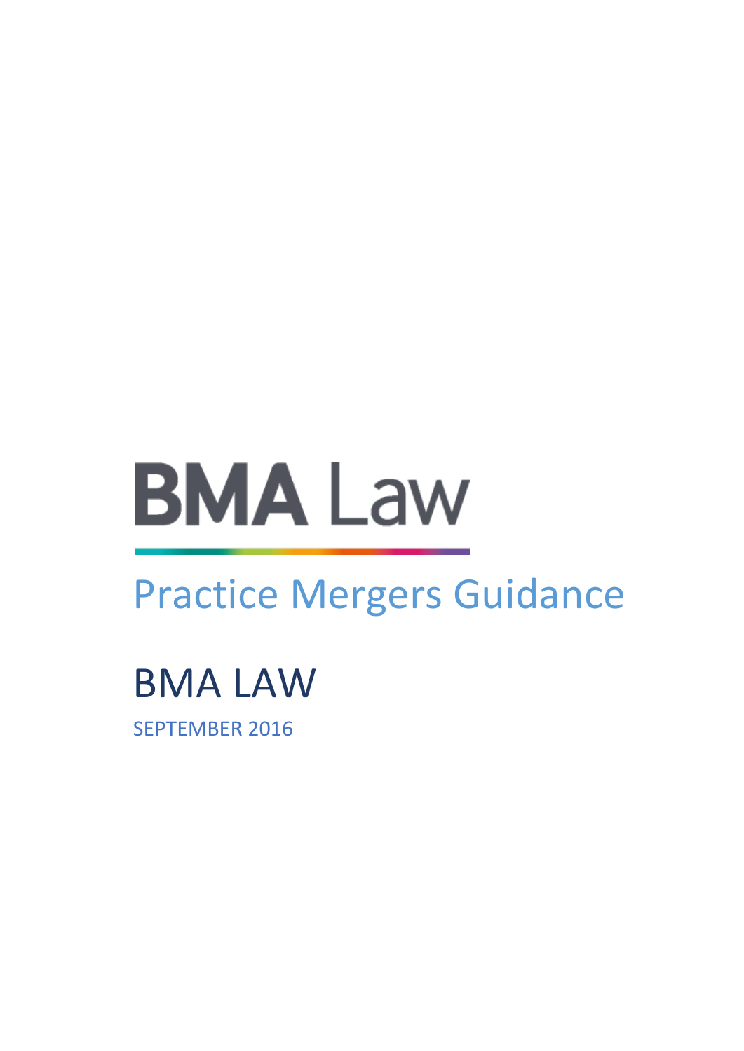BMA Law

# Practice Mergers Guidance

## BMA LAW

SEPTEMBER 2016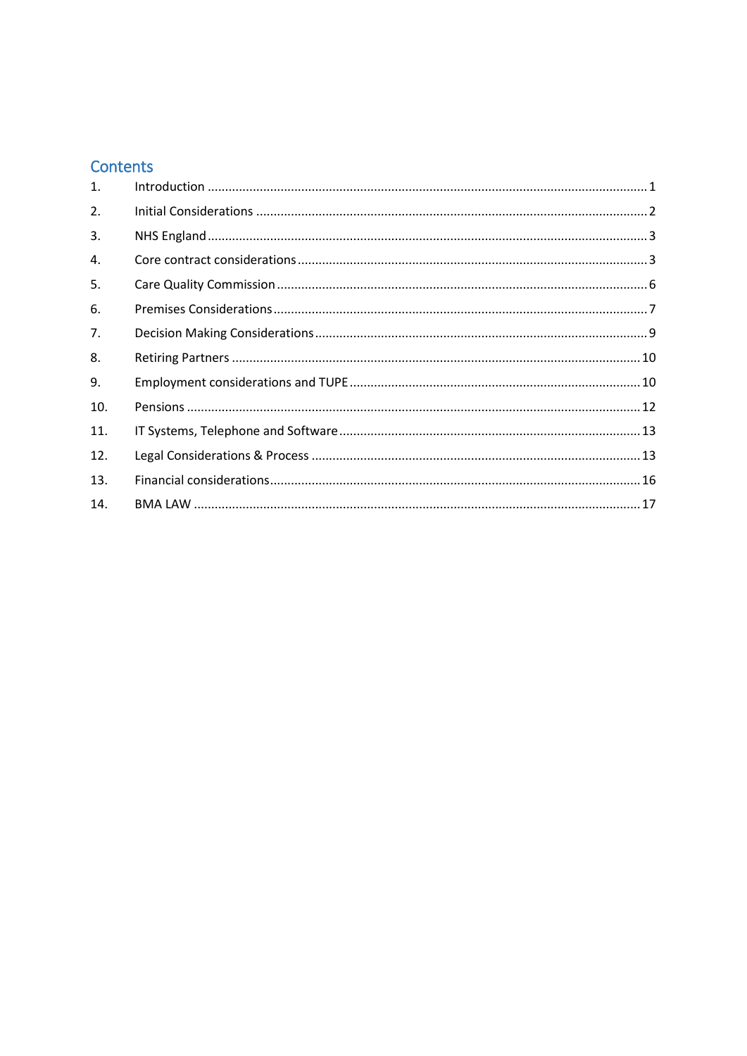## Contents

1. Introduction ........................................................................................................................ 1
2. Initial Considerations ......................................................................................................... 2
3. NHS England ....................................................................................................................... 3
4. Core contract considerations ............................................................................................. 3
5. Care Quality Commission ................................................................................................... 6
6. Premises Considerations ..................................................................................................... 7
7. Decision Making Considerations ......................................................................................... 9
8. Retiring Partners ............................................................................................................... 10
9. Employment considerations and TUPE ............................................................................. 10
10. Pensions ............................................................................................................................ 12
11. IT Systems, Telephone and Software ................................................................................ 13
12. Legal Considerations & Process ........................................................................................ 13
13. Financial considerations .................................................................................................... 16
14. BMA LAW .......................................................................................................................... 17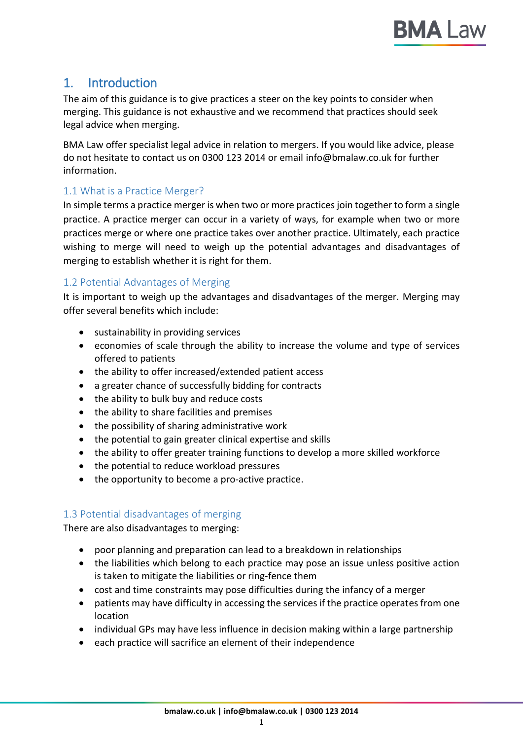# 1. Introduction

The aim of this guidance is to give practices a steer on the key points to consider when merging. This guidance is not exhaustive and we recommend that practices should seek legal advice when merging.

BMA Law offer specialist legal advice in relation to mergers. If you would like advice, please do not hesitate to contact us on 0300 123 2014 or email info@bmalaw.co.uk for further information.

## 1.1 What is a Practice Merger?

In simple terms a practice merger is when two or more practices join together to form a single practice. A practice merger can occur in a variety of ways, for example when two or more practices merge or where one practice takes over another practice. Ultimately, each practice wishing to merge will need to weigh up the potential advantages and disadvantages of merging to establish whether it is right for them.

## 1.2 Potential Advantages of Merging

It is important to weigh up the advantages and disadvantages of the merger. Merging may offer several benefits which include:

- sustainability in providing services
- economies of scale through the ability to increase the volume and type of services offered to patients
- the ability to offer increased/extended patient access
- a greater chance of successfully bidding for contracts
- the ability to bulk buy and reduce costs
- the ability to share facilities and premises
- the possibility of sharing administrative work
- the potential to gain greater clinical expertise and skills
- the ability to offer greater training functions to develop a more skilled workforce
- the potential to reduce workload pressures
- the opportunity to become a pro-active practice.

## 1.3 Potential disadvantages of merging

There are also disadvantages to merging:

- poor planning and preparation can lead to a breakdown in relationships
- the liabilities which belong to each practice may pose an issue unless positive action is taken to mitigate the liabilities or ring-fence them
- cost and time constraints may pose difficulties during the infancy of a merger
- patients may have difficulty in accessing the services if the practice operates from one location
- individual GPs may have less influence in decision making within a large partnership
- each practice will sacrifice an element of their independence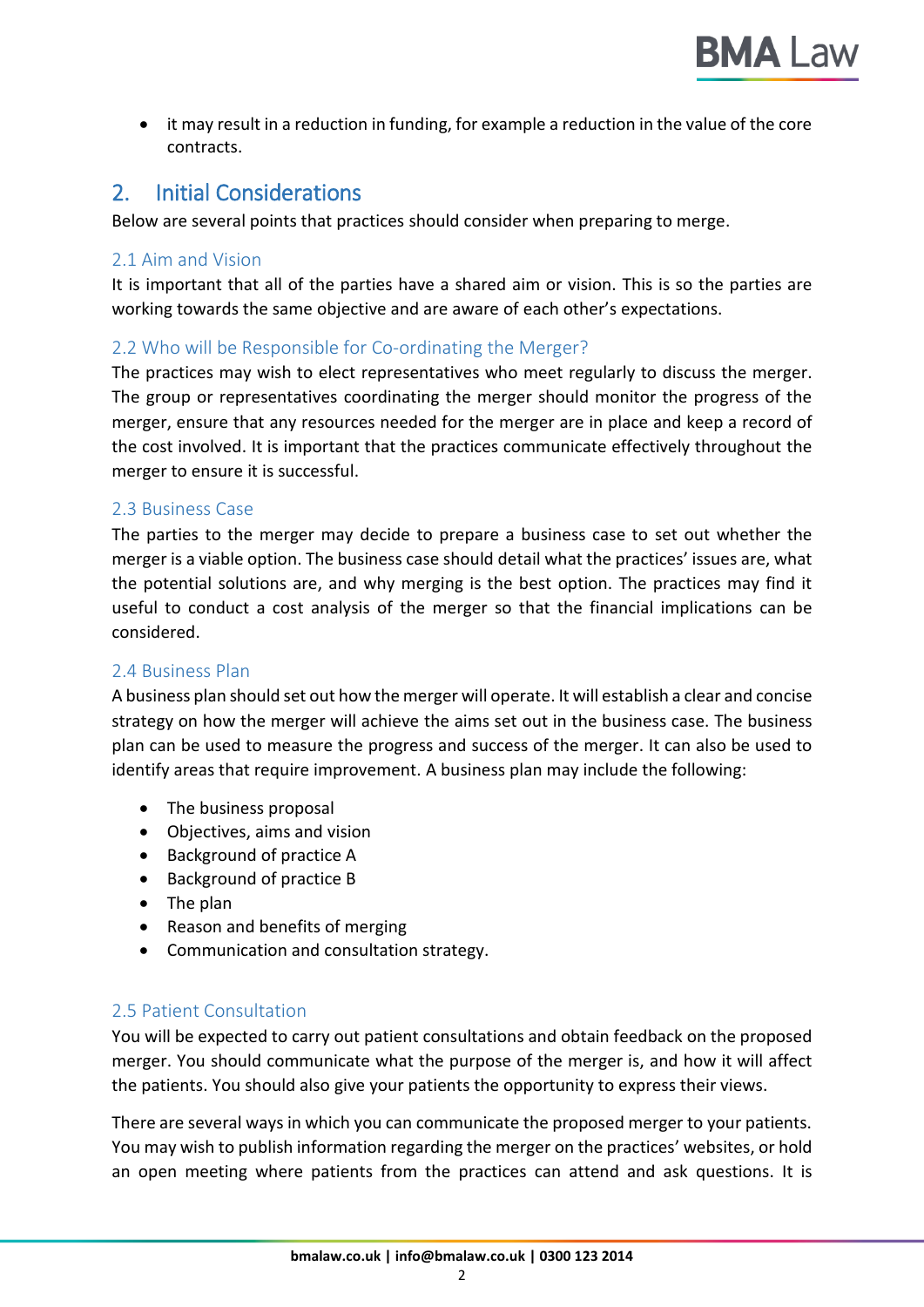- it may result in a reduction in funding, for example a reduction in the value of the core contracts.

## 2. Initial Considerations

Below are several points that practices should consider when preparing to merge.

### 2.1 Aim and Vision

It is important that all of the parties have a shared aim or vision. This is so the parties are working towards the same objective and are aware of each other's expectations.

### 2.2 Who will be Responsible for Co-ordinating the Merger?

The practices may wish to elect representatives who meet regularly to discuss the merger. The group or representatives coordinating the merger should monitor the progress of the merger, ensure that any resources needed for the merger are in place and keep a record of the cost involved. It is important that the practices communicate effectively throughout the merger to ensure it is successful.

### 2.3 Business Case

The parties to the merger may decide to prepare a business case to set out whether the merger is a viable option. The business case should detail what the practices' issues are, what the potential solutions are, and why merging is the best option. The practices may find it useful to conduct a cost analysis of the merger so that the financial implications can be considered.

### 2.4 Business Plan

A business plan should set out how the merger will operate. It will establish a clear and concise strategy on how the merger will achieve the aims set out in the business case. The business plan can be used to measure the progress and success of the merger. It can also be used to identify areas that require improvement. A business plan may include the following:

- The business proposal
- Objectives, aims and vision
- Background of practice A
- Background of practice B
- The plan
- Reason and benefits of merging
- Communication and consultation strategy.

### 2.5 Patient Consultation

You will be expected to carry out patient consultations and obtain feedback on the proposed merger. You should communicate what the purpose of the merger is, and how it will affect the patients. You should also give your patients the opportunity to express their views.

There are several ways in which you can communicate the proposed merger to your patients. You may wish to publish information regarding the merger on the practices' websites, or hold an open meeting where patients from the practices can attend and ask questions. It is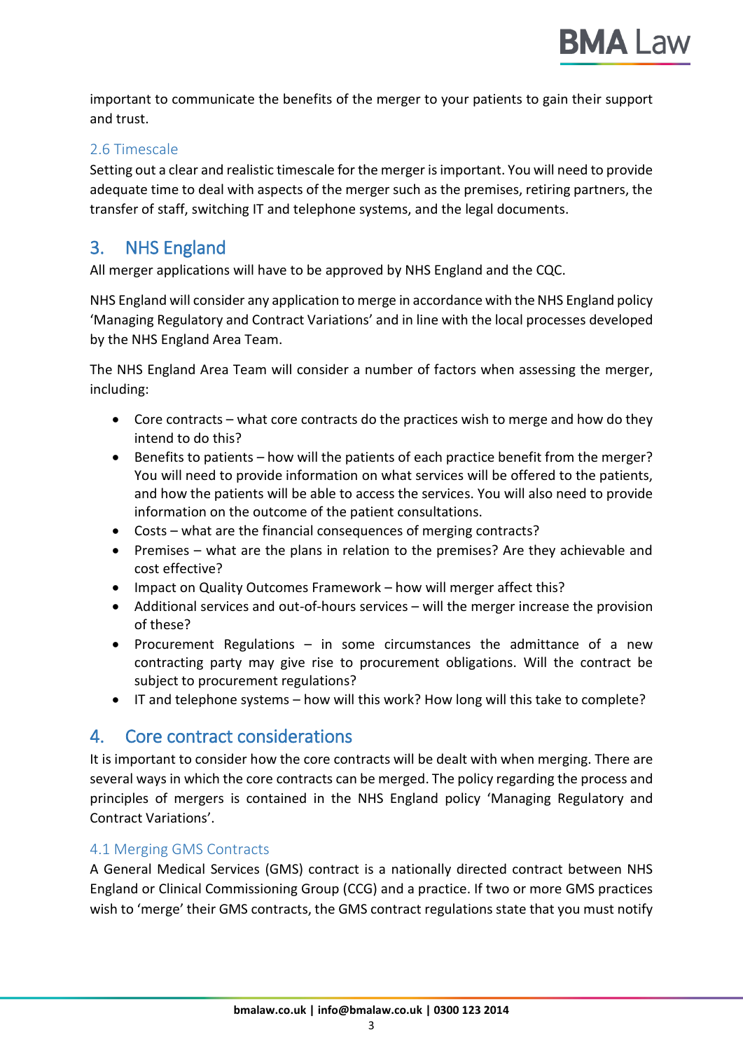important to communicate the benefits of the merger to your patients to gain their support and trust.

### 2.6 Timescale

Setting out a clear and realistic timescale for the merger is important. You will need to provide adequate time to deal with aspects of the merger such as the premises, retiring partners, the transfer of staff, switching IT and telephone systems, and the legal documents.

## 3. NHS England

All merger applications will have to be approved by NHS England and the CQC.

NHS England will consider any application to merge in accordance with the NHS England policy 'Managing Regulatory and Contract Variations' and in line with the local processes developed by the NHS England Area Team.

The NHS England Area Team will consider a number of factors when assessing the merger, including:

- Core contracts – what core contracts do the practices wish to merge and how do they intend to do this?
- Benefits to patients – how will the patients of each practice benefit from the merger? You will need to provide information on what services will be offered to the patients, and how the patients will be able to access the services. You will also need to provide information on the outcome of the patient consultations.
- Costs – what are the financial consequences of merging contracts?
- Premises – what are the plans in relation to the premises? Are they achievable and cost effective?
- Impact on Quality Outcomes Framework – how will merger affect this?
- Additional services and out-of-hours services – will the merger increase the provision of these?
- Procurement Regulations – in some circumstances the admittance of a new contracting party may give rise to procurement obligations. Will the contract be subject to procurement regulations?
- IT and telephone systems – how will this work? How long will this take to complete?

## 4. Core contract considerations

It is important to consider how the core contracts will be dealt with when merging. There are several ways in which the core contracts can be merged. The policy regarding the process and principles of mergers is contained in the NHS England policy 'Managing Regulatory and Contract Variations'.

### 4.1 Merging GMS Contracts

A General Medical Services (GMS) contract is a nationally directed contract between NHS England or Clinical Commissioning Group (CCG) and a practice. If two or more GMS practices wish to 'merge' their GMS contracts, the GMS contract regulations state that you must notify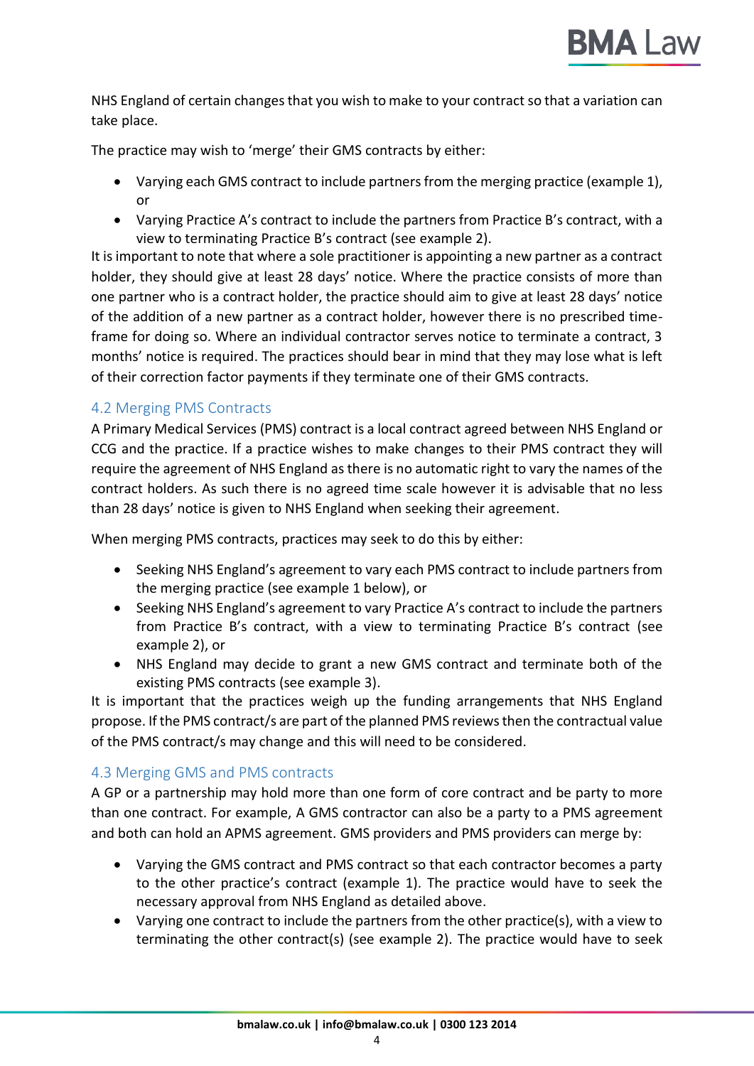NHS England of certain changes that you wish to make to your contract so that a variation can take place.

The practice may wish to 'merge' their GMS contracts by either:

- Varying each GMS contract to include partners from the merging practice (example 1), or
- Varying Practice A's contract to include the partners from Practice B's contract, with a view to terminating Practice B's contract (see example 2).

It is important to note that where a sole practitioner is appointing a new partner as a contract holder, they should give at least 28 days' notice. Where the practice consists of more than one partner who is a contract holder, the practice should aim to give at least 28 days' notice of the addition of a new partner as a contract holder, however there is no prescribed time-frame for doing so. Where an individual contractor serves notice to terminate a contract, 3 months' notice is required. The practices should bear in mind that they may lose what is left of their correction factor payments if they terminate one of their GMS contracts.

## 4.2 Merging PMS Contracts

A Primary Medical Services (PMS) contract is a local contract agreed between NHS England or CCG and the practice. If a practice wishes to make changes to their PMS contract they will require the agreement of NHS England as there is no automatic right to vary the names of the contract holders. As such there is no agreed time scale however it is advisable that no less than 28 days' notice is given to NHS England when seeking their agreement.

When merging PMS contracts, practices may seek to do this by either:

- Seeking NHS England's agreement to vary each PMS contract to include partners from the merging practice (see example 1 below), or
- Seeking NHS England's agreement to vary Practice A's contract to include the partners from Practice B's contract, with a view to terminating Practice B's contract (see example 2), or
- NHS England may decide to grant a new GMS contract and terminate both of the existing PMS contracts (see example 3).

It is important that the practices weigh up the funding arrangements that NHS England propose. If the PMS contract/s are part of the planned PMS reviews then the contractual value of the PMS contract/s may change and this will need to be considered.

## 4.3 Merging GMS and PMS contracts

A GP or a partnership may hold more than one form of core contract and be party to more than one contract. For example, A GMS contractor can also be a party to a PMS agreement and both can hold an APMS agreement. GMS providers and PMS providers can merge by:

- Varying the GMS contract and PMS contract so that each contractor becomes a party to the other practice's contract (example 1). The practice would have to seek the necessary approval from NHS England as detailed above.
- Varying one contract to include the partners from the other practice(s), with a view to terminating the other contract(s) (see example 2). The practice would have to seek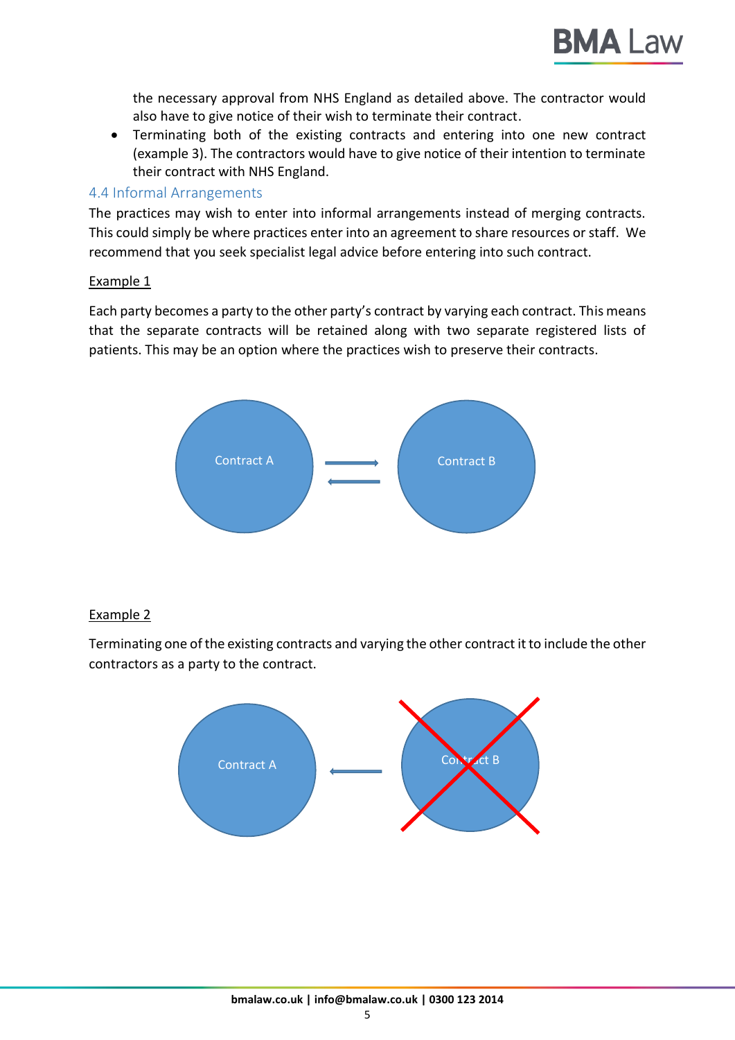the necessary approval from NHS England as detailed above. The contractor would also have to give notice of their wish to terminate their contract.

- Terminating both of the existing contracts and entering into one new contract (example 3). The contractors would have to give notice of their intention to terminate their contract with NHS England.

### 4.4 Informal Arrangements

The practices may wish to enter into informal arrangements instead of merging contracts. This could simply be where practices enter into an agreement to share resources or staff. We recommend that you seek specialist legal advice before entering into such contract.

Example 1

Each party becomes a party to the other party's contract by varying each contract. This means that the separate contracts will be retained along with two separate registered lists of patients. This may be an option where the practices wish to preserve their contracts.

Contract A

Contract B

Example 2

Terminating one of the existing contracts and varying the other contract it to include the other contractors as a party to the contract.

Contract A

Contract B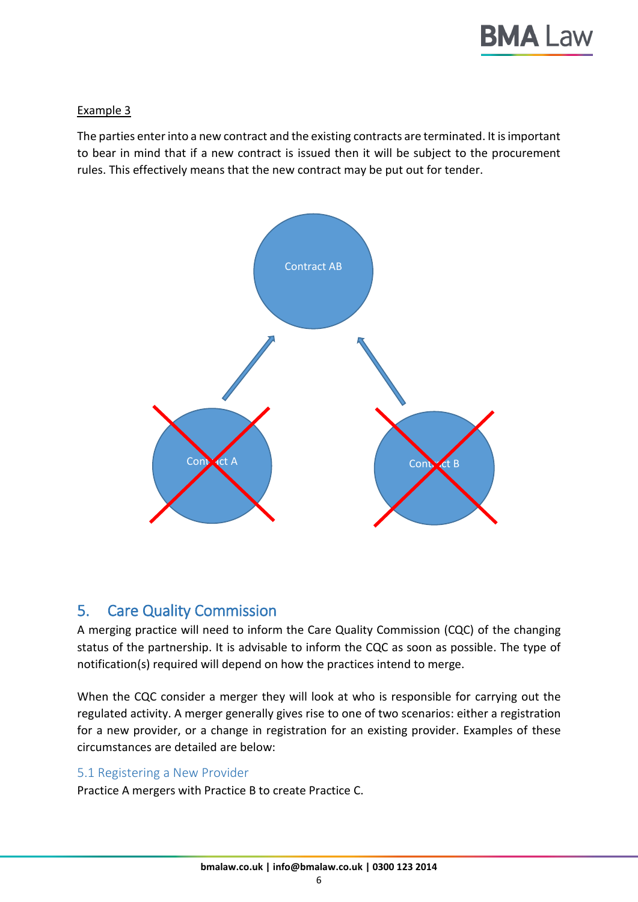Example 3

The parties enter into a new contract and the existing contracts are terminated. It is important to bear in mind that if a new contract is issued then it will be subject to the procurement rules. This effectively means that the new contract may be put out for tender.

Contract AB

Contract A

Contract B

## 5. Care Quality Commission

A merging practice will need to inform the Care Quality Commission (CQC) of the changing status of the partnership. It is advisable to inform the CQC as soon as possible. The type of notification(s) required will depend on how the practices intend to merge.

When the CQC consider a merger they will look at who is responsible for carrying out the regulated activity. A merger generally gives rise to one of two scenarios: either a registration for a new provider, or a change in registration for an existing provider. Examples of these circumstances are detailed are below:

### 5.1 Registering a New Provider

Practice A mergers with Practice B to create Practice C.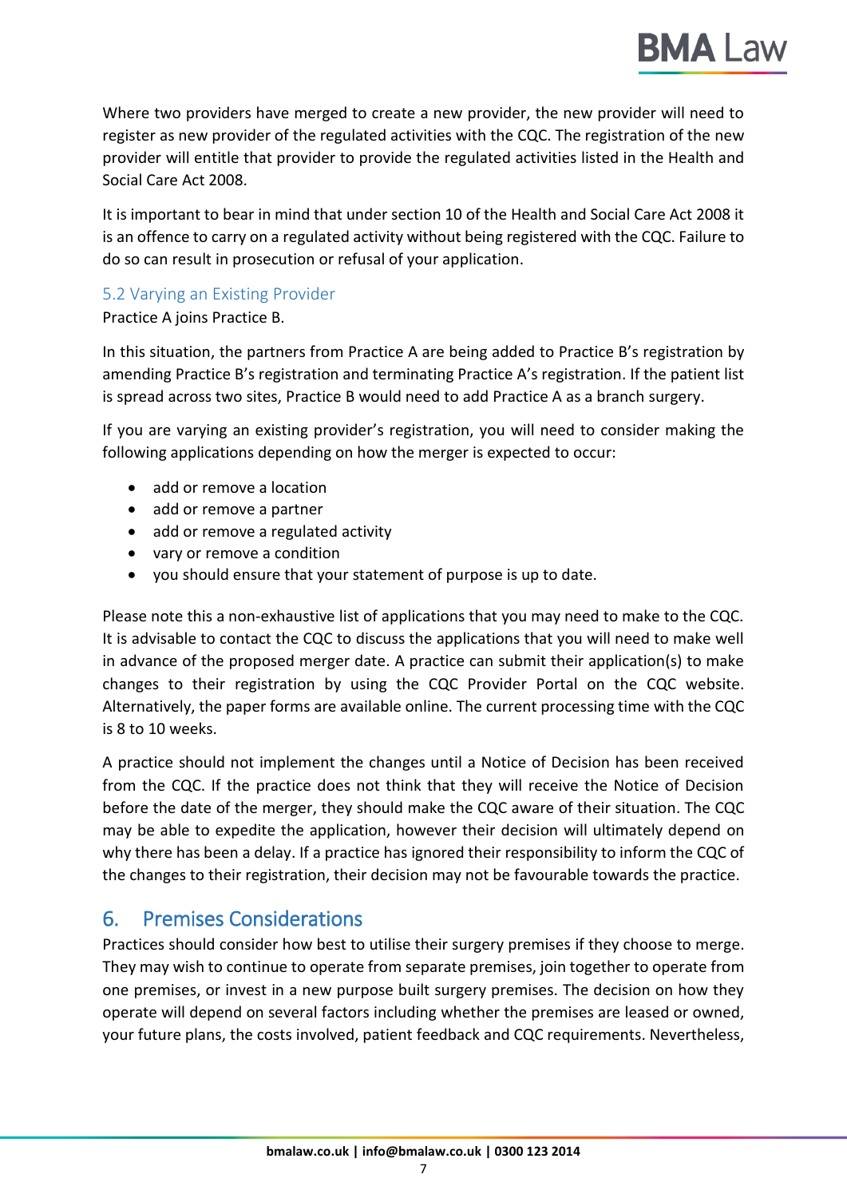Where two providers have merged to create a new provider, the new provider will need to register as new provider of the regulated activities with the CQC. The registration of the new provider will entitle that provider to provide the regulated activities listed in the Health and Social Care Act 2008.

It is important to bear in mind that under section 10 of the Health and Social Care Act 2008 it is an offence to carry on a regulated activity without being registered with the CQC. Failure to do so can result in prosecution or refusal of your application.

### 5.2 Varying an Existing Provider

Practice A joins Practice B.

In this situation, the partners from Practice A are being added to Practice B's registration by amending Practice B's registration and terminating Practice A's registration. If the patient list is spread across two sites, Practice B would need to add Practice A as a branch surgery.

If you are varying an existing provider's registration, you will need to consider making the following applications depending on how the merger is expected to occur:

- add or remove a location
- add or remove a partner
- add or remove a regulated activity
- vary or remove a condition
- you should ensure that your statement of purpose is up to date.

Please note this a non-exhaustive list of applications that you may need to make to the CQC. It is advisable to contact the CQC to discuss the applications that you will need to make well in advance of the proposed merger date. A practice can submit their application(s) to make changes to their registration by using the CQC Provider Portal on the CQC website. Alternatively, the paper forms are available online. The current processing time with the CQC is 8 to 10 weeks.

A practice should not implement the changes until a Notice of Decision has been received from the CQC. If the practice does not think that they will receive the Notice of Decision before the date of the merger, they should make the CQC aware of their situation. The CQC may be able to expedite the application, however their decision will ultimately depend on why there has been a delay. If a practice has ignored their responsibility to inform the CQC of the changes to their registration, their decision may not be favourable towards the practice.

## 6. Premises Considerations

Practices should consider how best to utilise their surgery premises if they choose to merge. They may wish to continue to operate from separate premises, join together to operate from one premises, or invest in a new purpose built surgery premises. The decision on how they operate will depend on several factors including whether the premises are leased or owned, your future plans, the costs involved, patient feedback and CQC requirements. Nevertheless,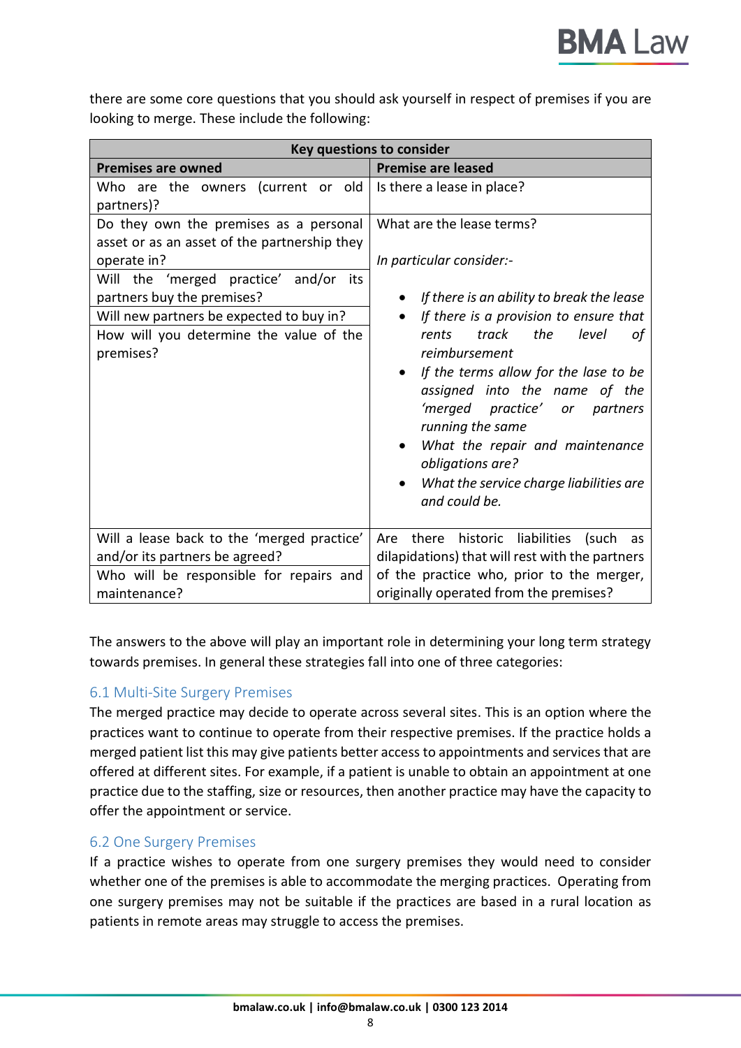there are some core questions that you should ask yourself in respect of premises if you are looking to merge. These include the following:

| Key questions to consider | |
|---|---|
| **Premises are owned** | **Premise are leased** |
| Who are the owners (current or old partners)? | Is there a lease in place? |
| Do they own the premises as a personal asset or as an asset of the partnership they operate in?<br>Will the 'merged practice' and/or its partners buy the premises?<br>Will new partners be expected to buy in?<br>How will you determine the value of the premises? | What are the lease terms?<br><br>*In particular consider:-*<br><br>• *If there is an ability to break the lease*<br>• *If there is a provision to ensure that rents track the level of reimbursement*<br>• *If the terms allow for the lase to be assigned into the name of the 'merged practice' or partners running the same*<br>• *What the repair and maintenance obligations are?*<br>• *What the service charge liabilities are and could be.* |
| Will a lease back to the 'merged practice' and/or its partners be agreed?<br>Who will be responsible for repairs and maintenance? | Are there historic liabilities (such as dilapidations) that will rest with the partners of the practice who, prior to the merger, originally operated from the premises? |

The answers to the above will play an important role in determining your long term strategy towards premises. In general these strategies fall into one of three categories:

## 6.1 Multi-Site Surgery Premises

The merged practice may decide to operate across several sites. This is an option where the practices want to continue to operate from their respective premises. If the practice holds a merged patient list this may give patients better access to appointments and services that are offered at different sites. For example, if a patient is unable to obtain an appointment at one practice due to the staffing, size or resources, then another practice may have the capacity to offer the appointment or service.

## 6.2 One Surgery Premises

If a practice wishes to operate from one surgery premises they would need to consider whether one of the premises is able to accommodate the merging practices. Operating from one surgery premises may not be suitable if the practices are based in a rural location as patients in remote areas may struggle to access the premises.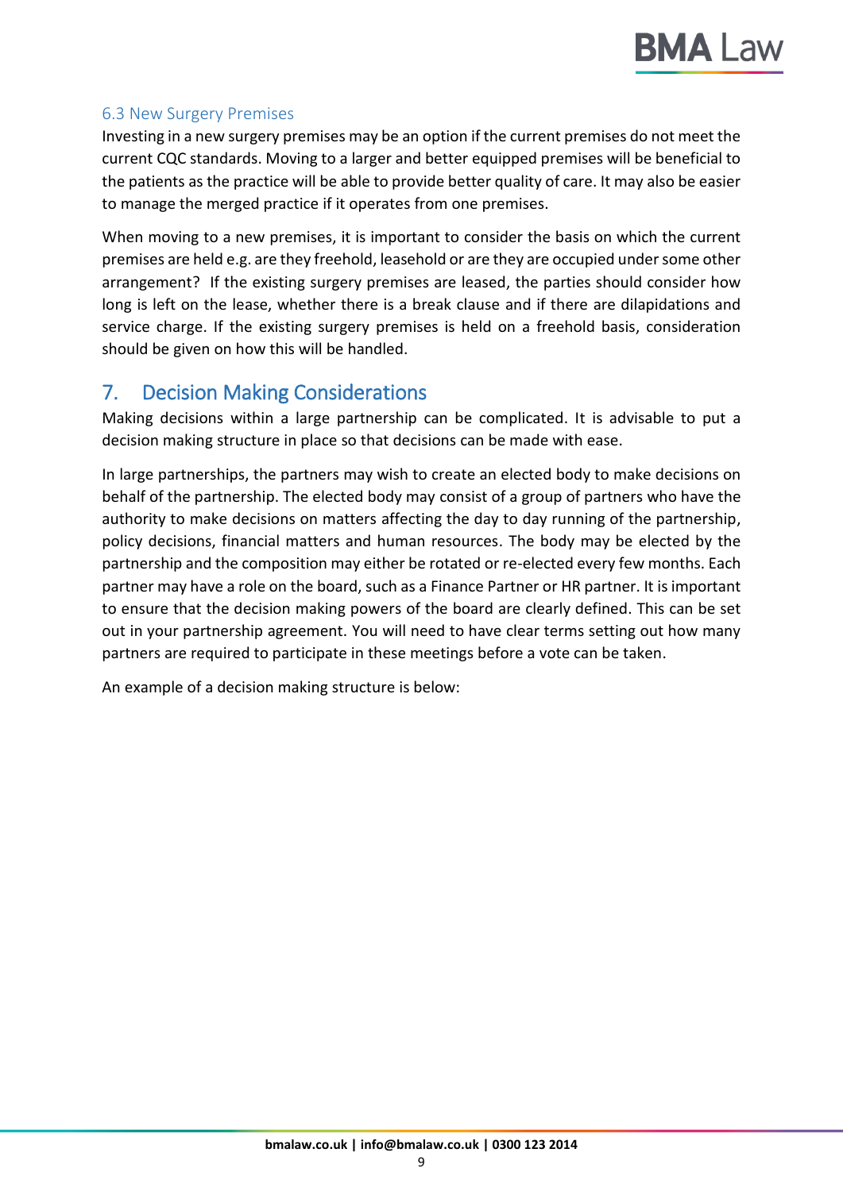### 6.3 New Surgery Premises

Investing in a new surgery premises may be an option if the current premises do not meet the current CQC standards. Moving to a larger and better equipped premises will be beneficial to the patients as the practice will be able to provide better quality of care. It may also be easier to manage the merged practice if it operates from one premises.

When moving to a new premises, it is important to consider the basis on which the current premises are held e.g. are they freehold, leasehold or are they are occupied under some other arrangement? If the existing surgery premises are leased, the parties should consider how long is left on the lease, whether there is a break clause and if there are dilapidations and service charge. If the existing surgery premises is held on a freehold basis, consideration should be given on how this will be handled.

## 7. Decision Making Considerations

Making decisions within a large partnership can be complicated. It is advisable to put a decision making structure in place so that decisions can be made with ease.

In large partnerships, the partners may wish to create an elected body to make decisions on behalf of the partnership. The elected body may consist of a group of partners who have the authority to make decisions on matters affecting the day to day running of the partnership, policy decisions, financial matters and human resources. The body may be elected by the partnership and the composition may either be rotated or re-elected every few months. Each partner may have a role on the board, such as a Finance Partner or HR partner. It is important to ensure that the decision making powers of the board are clearly defined. This can be set out in your partnership agreement. You will need to have clear terms setting out how many partners are required to participate in these meetings before a vote can be taken.

An example of a decision making structure is below: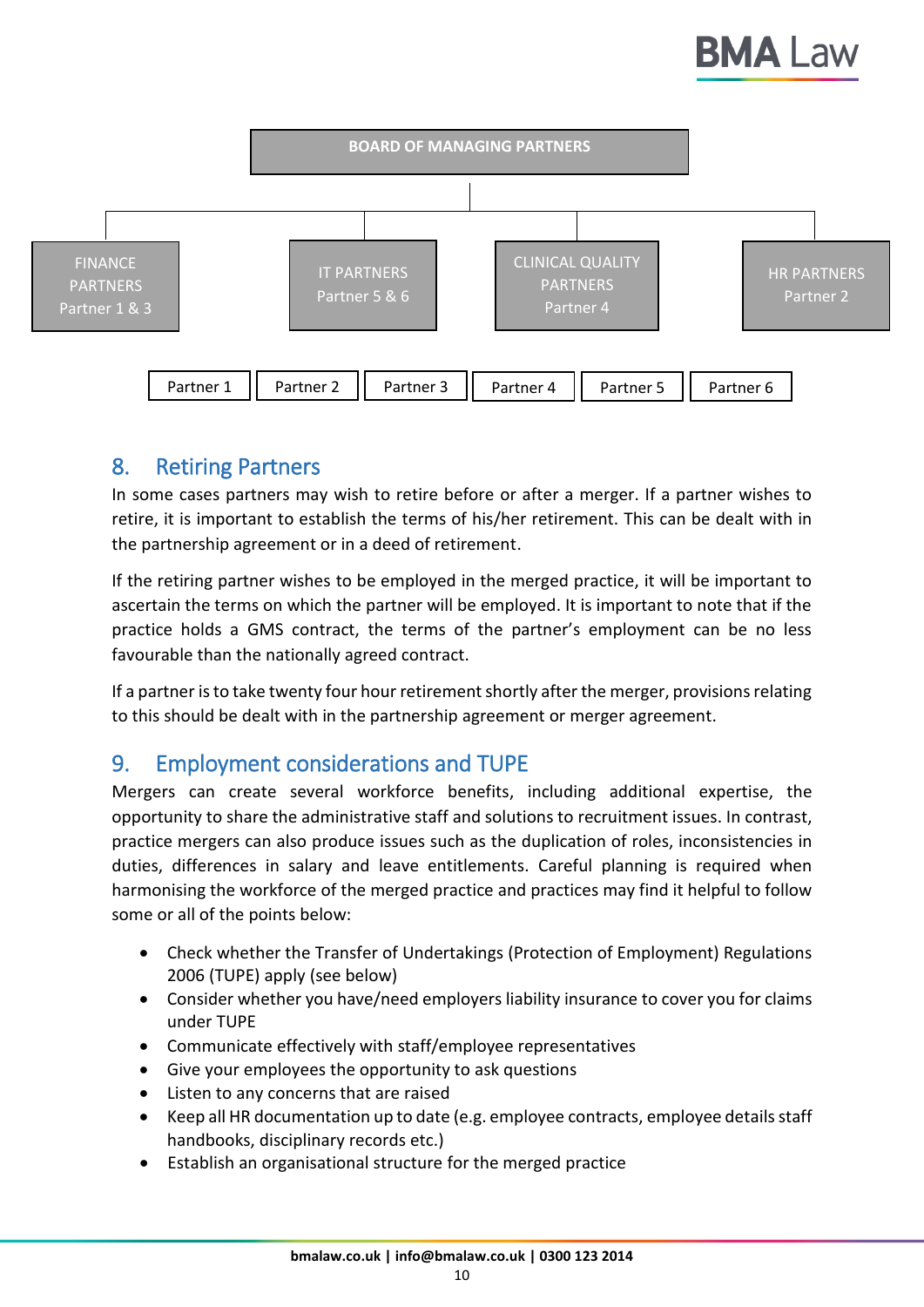BOARD OF MANAGING PARTNERS

FINANCE PARTNERS
Partner 1 & 3

IT PARTNERS
Partner 5 & 6

CLINICAL QUALITY PARTNERS
Partner 4

HR PARTNERS
Partner 2

Partner 1

Partner 2

Partner 3

Partner 4

Partner 5

Partner 6

## 8. Retiring Partners

In some cases partners may wish to retire before or after a merger. If a partner wishes to retire, it is important to establish the terms of his/her retirement. This can be dealt with in the partnership agreement or in a deed of retirement.

If the retiring partner wishes to be employed in the merged practice, it will be important to ascertain the terms on which the partner will be employed. It is important to note that if the practice holds a GMS contract, the terms of the partner's employment can be no less favourable than the nationally agreed contract.

If a partner is to take twenty four hour retirement shortly after the merger, provisions relating to this should be dealt with in the partnership agreement or merger agreement.

## 9. Employment considerations and TUPE

Mergers can create several workforce benefits, including additional expertise, the opportunity to share the administrative staff and solutions to recruitment issues. In contrast, practice mergers can also produce issues such as the duplication of roles, inconsistencies in duties, differences in salary and leave entitlements. Careful planning is required when harmonising the workforce of the merged practice and practices may find it helpful to follow some or all of the points below:

- Check whether the Transfer of Undertakings (Protection of Employment) Regulations 2006 (TUPE) apply (see below)
- Consider whether you have/need employers liability insurance to cover you for claims under TUPE
- Communicate effectively with staff/employee representatives
- Give your employees the opportunity to ask questions
- Listen to any concerns that are raised
- Keep all HR documentation up to date (e.g. employee contracts, employee details staff handbooks, disciplinary records etc.)
- Establish an organisational structure for the merged practice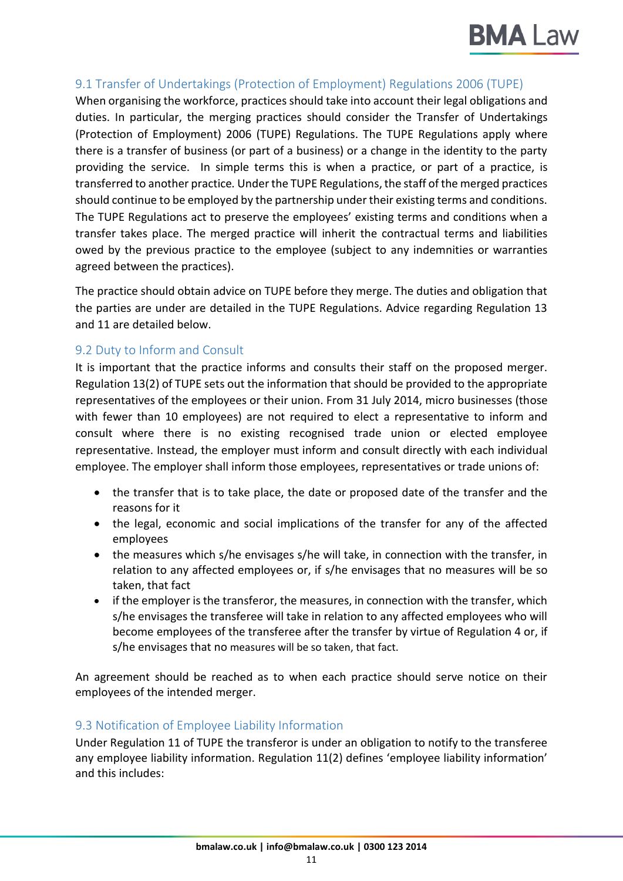## 9.1 Transfer of Undertakings (Protection of Employment) Regulations 2006 (TUPE)

When organising the workforce, practices should take into account their legal obligations and duties. In particular, the merging practices should consider the Transfer of Undertakings (Protection of Employment) 2006 (TUPE) Regulations. The TUPE Regulations apply where there is a transfer of business (or part of a business) or a change in the identity to the party providing the service. In simple terms this is when a practice, or part of a practice, is transferred to another practice. Under the TUPE Regulations, the staff of the merged practices should continue to be employed by the partnership under their existing terms and conditions. The TUPE Regulations act to preserve the employees' existing terms and conditions when a transfer takes place. The merged practice will inherit the contractual terms and liabilities owed by the previous practice to the employee (subject to any indemnities or warranties agreed between the practices).

The practice should obtain advice on TUPE before they merge. The duties and obligation that the parties are under are detailed in the TUPE Regulations. Advice regarding Regulation 13 and 11 are detailed below.

## 9.2 Duty to Inform and Consult

It is important that the practice informs and consults their staff on the proposed merger. Regulation 13(2) of TUPE sets out the information that should be provided to the appropriate representatives of the employees or their union. From 31 July 2014, micro businesses (those with fewer than 10 employees) are not required to elect a representative to inform and consult where there is no existing recognised trade union or elected employee representative. Instead, the employer must inform and consult directly with each individual employee. The employer shall inform those employees, representatives or trade unions of:

- the transfer that is to take place, the date or proposed date of the transfer and the reasons for it
- the legal, economic and social implications of the transfer for any of the affected employees
- the measures which s/he envisages s/he will take, in connection with the transfer, in relation to any affected employees or, if s/he envisages that no measures will be so taken, that fact
- if the employer is the transferor, the measures, in connection with the transfer, which s/he envisages the transferee will take in relation to any affected employees who will become employees of the transferee after the transfer by virtue of Regulation 4 or, if s/he envisages that no measures will be so taken, that fact.

An agreement should be reached as to when each practice should serve notice on their employees of the intended merger.

## 9.3 Notification of Employee Liability Information

Under Regulation 11 of TUPE the transferor is under an obligation to notify to the transferee any employee liability information. Regulation 11(2) defines 'employee liability information' and this includes: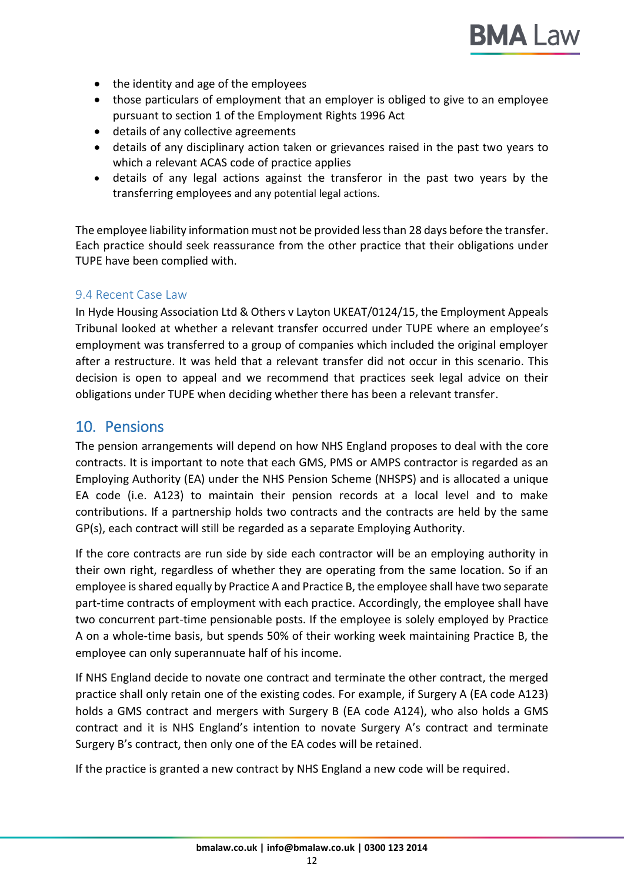- the identity and age of the employees
- those particulars of employment that an employer is obliged to give to an employee pursuant to section 1 of the Employment Rights 1996 Act
- details of any collective agreements
- details of any disciplinary action taken or grievances raised in the past two years to which a relevant ACAS code of practice applies
- details of any legal actions against the transferor in the past two years by the transferring employees and any potential legal actions.

The employee liability information must not be provided less than 28 days before the transfer. Each practice should seek reassurance from the other practice that their obligations under TUPE have been complied with.

### 9.4 Recent Case Law

In Hyde Housing Association Ltd & Others v Layton UKEAT/0124/15, the Employment Appeals Tribunal looked at whether a relevant transfer occurred under TUPE where an employee's employment was transferred to a group of companies which included the original employer after a restructure. It was held that a relevant transfer did not occur in this scenario. This decision is open to appeal and we recommend that practices seek legal advice on their obligations under TUPE when deciding whether there has been a relevant transfer.

## 10. Pensions

The pension arrangements will depend on how NHS England proposes to deal with the core contracts. It is important to note that each GMS, PMS or AMPS contractor is regarded as an Employing Authority (EA) under the NHS Pension Scheme (NHSPS) and is allocated a unique EA code (i.e. A123) to maintain their pension records at a local level and to make contributions. If a partnership holds two contracts and the contracts are held by the same GP(s), each contract will still be regarded as a separate Employing Authority.

If the core contracts are run side by side each contractor will be an employing authority in their own right, regardless of whether they are operating from the same location. So if an employee is shared equally by Practice A and Practice B, the employee shall have two separate part-time contracts of employment with each practice. Accordingly, the employee shall have two concurrent part-time pensionable posts. If the employee is solely employed by Practice A on a whole-time basis, but spends 50% of their working week maintaining Practice B, the employee can only superannuate half of his income.

If NHS England decide to novate one contract and terminate the other contract, the merged practice shall only retain one of the existing codes. For example, if Surgery A (EA code A123) holds a GMS contract and mergers with Surgery B (EA code A124), who also holds a GMS contract and it is NHS England's intention to novate Surgery A's contract and terminate Surgery B's contract, then only one of the EA codes will be retained.

If the practice is granted a new contract by NHS England a new code will be required.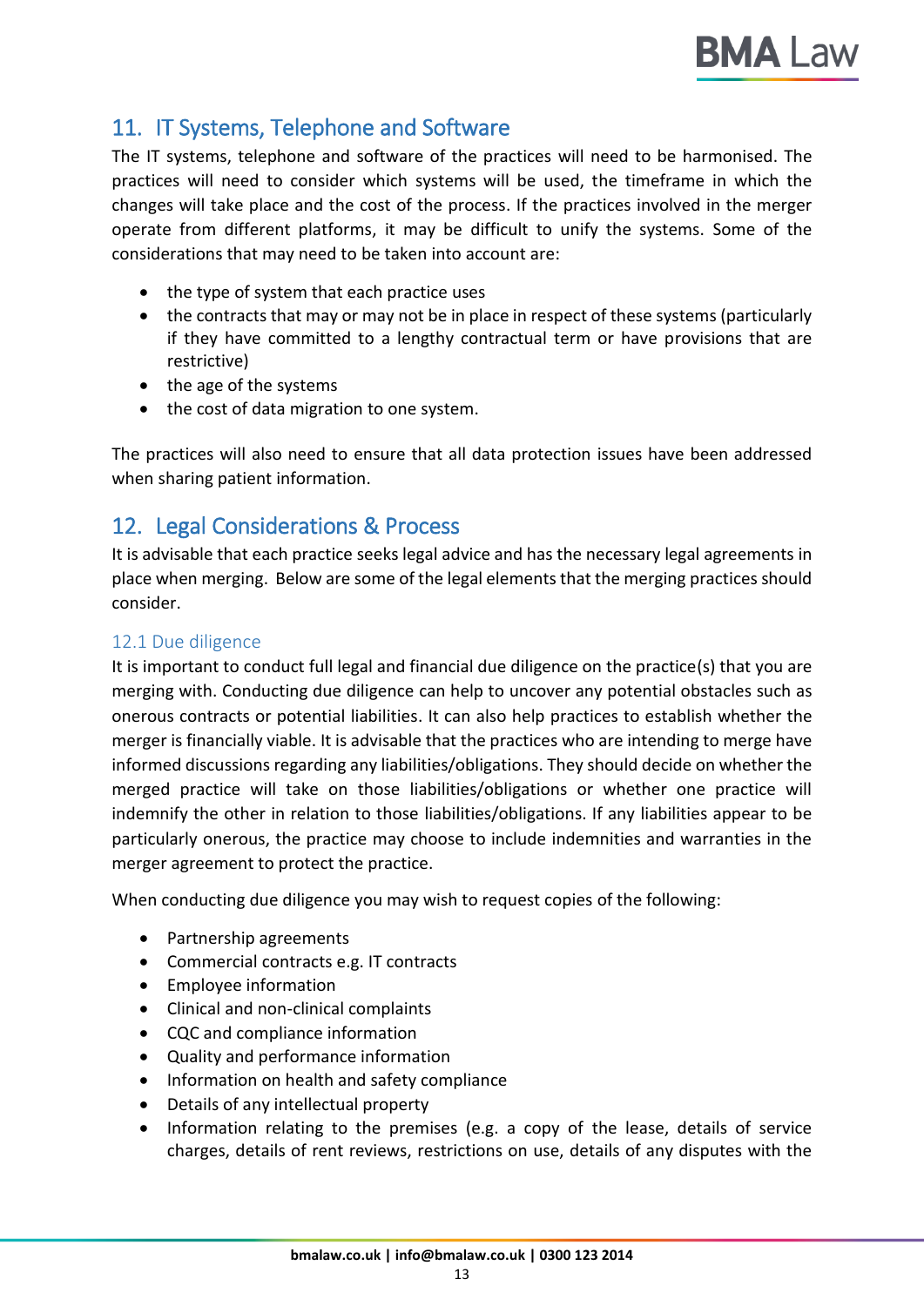## 11. IT Systems, Telephone and Software

The IT systems, telephone and software of the practices will need to be harmonised. The practices will need to consider which systems will be used, the timeframe in which the changes will take place and the cost of the process. If the practices involved in the merger operate from different platforms, it may be difficult to unify the systems. Some of the considerations that may need to be taken into account are:

- the type of system that each practice uses
- the contracts that may or may not be in place in respect of these systems (particularly if they have committed to a lengthy contractual term or have provisions that are restrictive)
- the age of the systems
- the cost of data migration to one system.

The practices will also need to ensure that all data protection issues have been addressed when sharing patient information.

## 12. Legal Considerations & Process

It is advisable that each practice seeks legal advice and has the necessary legal agreements in place when merging. Below are some of the legal elements that the merging practices should consider.

### 12.1 Due diligence

It is important to conduct full legal and financial due diligence on the practice(s) that you are merging with. Conducting due diligence can help to uncover any potential obstacles such as onerous contracts or potential liabilities. It can also help practices to establish whether the merger is financially viable. It is advisable that the practices who are intending to merge have informed discussions regarding any liabilities/obligations. They should decide on whether the merged practice will take on those liabilities/obligations or whether one practice will indemnify the other in relation to those liabilities/obligations. If any liabilities appear to be particularly onerous, the practice may choose to include indemnities and warranties in the merger agreement to protect the practice.

When conducting due diligence you may wish to request copies of the following:

- Partnership agreements
- Commercial contracts e.g. IT contracts
- Employee information
- Clinical and non-clinical complaints
- CQC and compliance information
- Quality and performance information
- Information on health and safety compliance
- Details of any intellectual property
- Information relating to the premises (e.g. a copy of the lease, details of service charges, details of rent reviews, restrictions on use, details of any disputes with the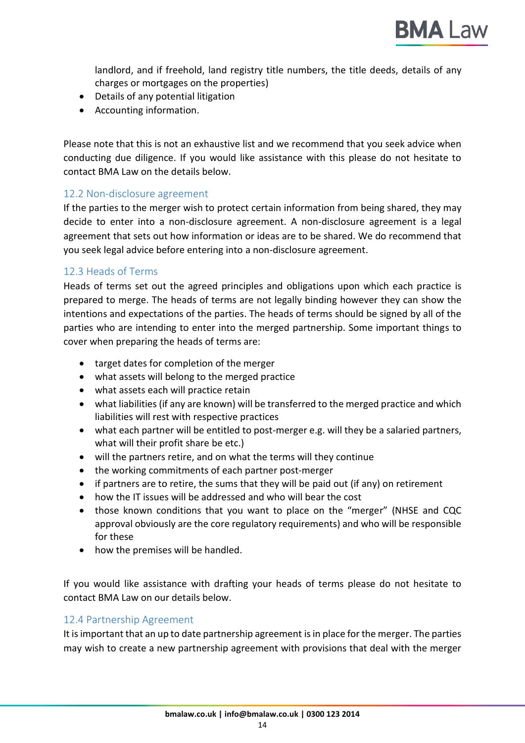landlord, and if freehold, land registry title numbers, the title deeds, details of any charges or mortgages on the properties)

- Details of any potential litigation
- Accounting information.

Please note that this is not an exhaustive list and we recommend that you seek advice when conducting due diligence. If you would like assistance with this please do not hesitate to contact BMA Law on the details below.

### 12.2 Non-disclosure agreement

If the parties to the merger wish to protect certain information from being shared, they may decide to enter into a non-disclosure agreement. A non-disclosure agreement is a legal agreement that sets out how information or ideas are to be shared. We do recommend that you seek legal advice before entering into a non-disclosure agreement.

### 12.3 Heads of Terms

Heads of terms set out the agreed principles and obligations upon which each practice is prepared to merge. The heads of terms are not legally binding however they can show the intentions and expectations of the parties. The heads of terms should be signed by all of the parties who are intending to enter into the merged partnership. Some important things to cover when preparing the heads of terms are:

- target dates for completion of the merger
- what assets will belong to the merged practice
- what assets each will practice retain
- what liabilities (if any are known) will be transferred to the merged practice and which liabilities will rest with respective practices
- what each partner will be entitled to post-merger e.g. will they be a salaried partners, what will their profit share be etc.)
- will the partners retire, and on what the terms will they continue
- the working commitments of each partner post-merger
- if partners are to retire, the sums that they will be paid out (if any) on retirement
- how the IT issues will be addressed and who will bear the cost
- those known conditions that you want to place on the "merger" (NHSE and CQC approval obviously are the core regulatory requirements) and who will be responsible for these
- how the premises will be handled.

If you would like assistance with drafting your heads of terms please do not hesitate to contact BMA Law on our details below.

### 12.4 Partnership Agreement

It is important that an up to date partnership agreement is in place for the merger. The parties may wish to create a new partnership agreement with provisions that deal with the merger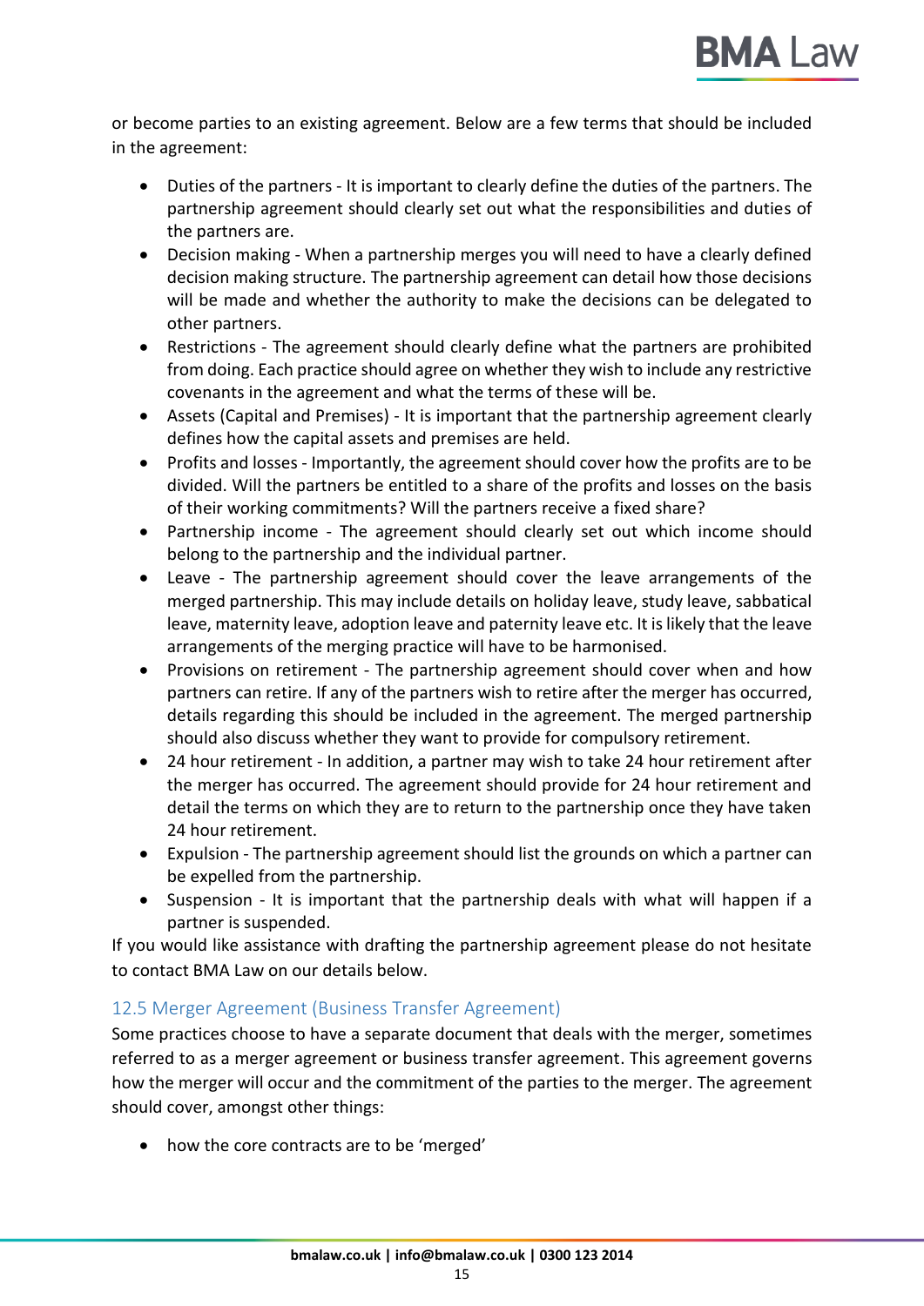or become parties to an existing agreement. Below are a few terms that should be included in the agreement:

- Duties of the partners - It is important to clearly define the duties of the partners. The partnership agreement should clearly set out what the responsibilities and duties of the partners are.
- Decision making - When a partnership merges you will need to have a clearly defined decision making structure. The partnership agreement can detail how those decisions will be made and whether the authority to make the decisions can be delegated to other partners.
- Restrictions - The agreement should clearly define what the partners are prohibited from doing. Each practice should agree on whether they wish to include any restrictive covenants in the agreement and what the terms of these will be.
- Assets (Capital and Premises) - It is important that the partnership agreement clearly defines how the capital assets and premises are held.
- Profits and losses - Importantly, the agreement should cover how the profits are to be divided. Will the partners be entitled to a share of the profits and losses on the basis of their working commitments? Will the partners receive a fixed share?
- Partnership income - The agreement should clearly set out which income should belong to the partnership and the individual partner.
- Leave - The partnership agreement should cover the leave arrangements of the merged partnership. This may include details on holiday leave, study leave, sabbatical leave, maternity leave, adoption leave and paternity leave etc. It is likely that the leave arrangements of the merging practice will have to be harmonised.
- Provisions on retirement - The partnership agreement should cover when and how partners can retire. If any of the partners wish to retire after the merger has occurred, details regarding this should be included in the agreement. The merged partnership should also discuss whether they want to provide for compulsory retirement.
- 24 hour retirement - In addition, a partner may wish to take 24 hour retirement after the merger has occurred. The agreement should provide for 24 hour retirement and detail the terms on which they are to return to the partnership once they have taken 24 hour retirement.
- Expulsion - The partnership agreement should list the grounds on which a partner can be expelled from the partnership.
- Suspension - It is important that the partnership deals with what will happen if a partner is suspended.

If you would like assistance with drafting the partnership agreement please do not hesitate to contact BMA Law on our details below.

### 12.5 Merger Agreement (Business Transfer Agreement)

Some practices choose to have a separate document that deals with the merger, sometimes referred to as a merger agreement or business transfer agreement. This agreement governs how the merger will occur and the commitment of the parties to the merger. The agreement should cover, amongst other things:

- how the core contracts are to be 'merged'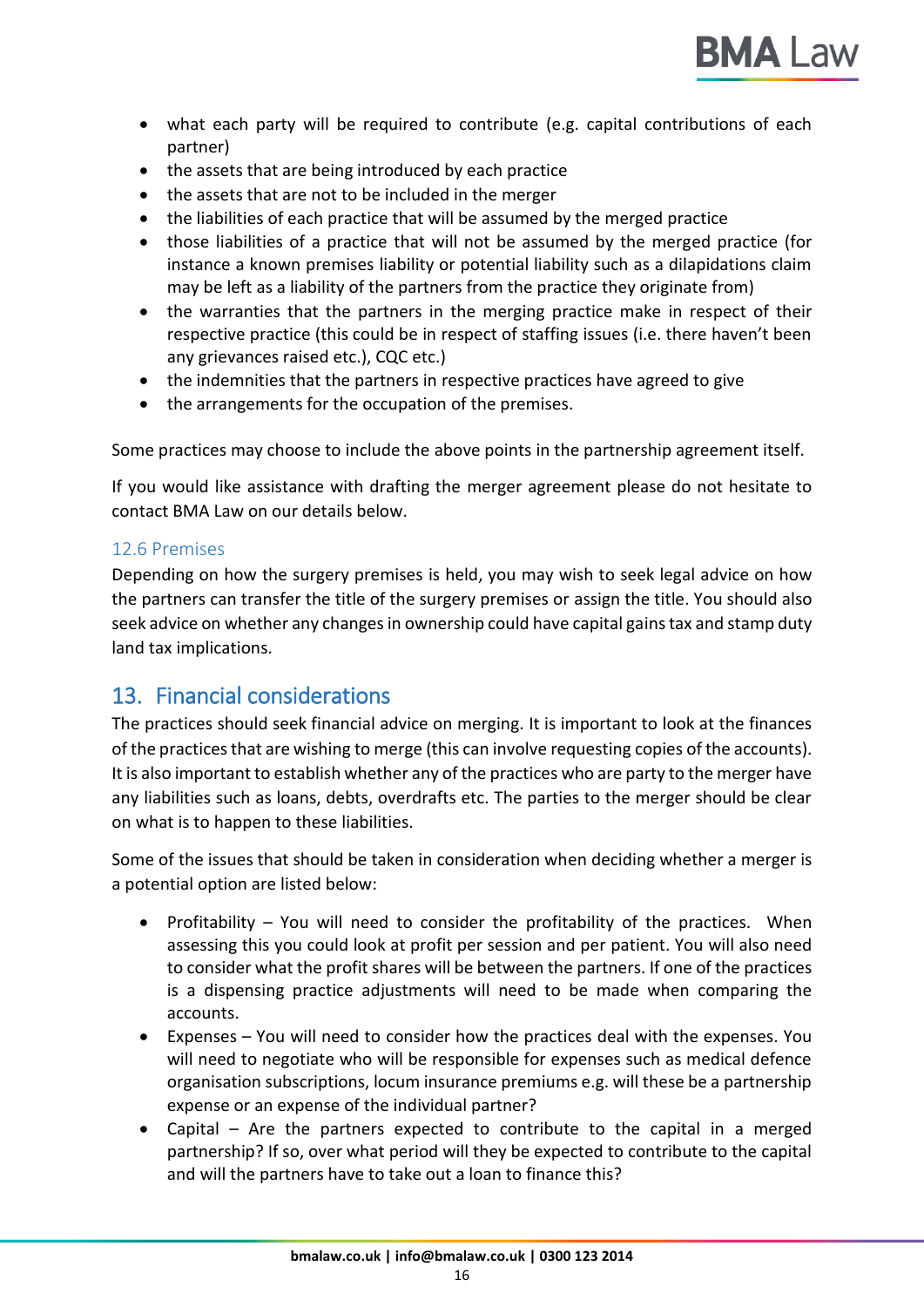- what each party will be required to contribute (e.g. capital contributions of each partner)
- the assets that are being introduced by each practice
- the assets that are not to be included in the merger
- the liabilities of each practice that will be assumed by the merged practice
- those liabilities of a practice that will not be assumed by the merged practice (for instance a known premises liability or potential liability such as a dilapidations claim may be left as a liability of the partners from the practice they originate from)
- the warranties that the partners in the merging practice make in respect of their respective practice (this could be in respect of staffing issues (i.e. there haven't been any grievances raised etc.), CQC etc.)
- the indemnities that the partners in respective practices have agreed to give
- the arrangements for the occupation of the premises.

Some practices may choose to include the above points in the partnership agreement itself.

If you would like assistance with drafting the merger agreement please do not hesitate to contact BMA Law on our details below.

### 12.6 Premises

Depending on how the surgery premises is held, you may wish to seek legal advice on how the partners can transfer the title of the surgery premises or assign the title. You should also seek advice on whether any changes in ownership could have capital gains tax and stamp duty land tax implications.

## 13. Financial considerations

The practices should seek financial advice on merging. It is important to look at the finances of the practices that are wishing to merge (this can involve requesting copies of the accounts). It is also important to establish whether any of the practices who are party to the merger have any liabilities such as loans, debts, overdrafts etc. The parties to the merger should be clear on what is to happen to these liabilities.

Some of the issues that should be taken in consideration when deciding whether a merger is a potential option are listed below:

- Profitability – You will need to consider the profitability of the practices. When assessing this you could look at profit per session and per patient. You will also need to consider what the profit shares will be between the partners. If one of the practices is a dispensing practice adjustments will need to be made when comparing the accounts.
- Expenses – You will need to consider how the practices deal with the expenses. You will need to negotiate who will be responsible for expenses such as medical defence organisation subscriptions, locum insurance premiums e.g. will these be a partnership expense or an expense of the individual partner?
- Capital – Are the partners expected to contribute to the capital in a merged partnership? If so, over what period will they be expected to contribute to the capital and will the partners have to take out a loan to finance this?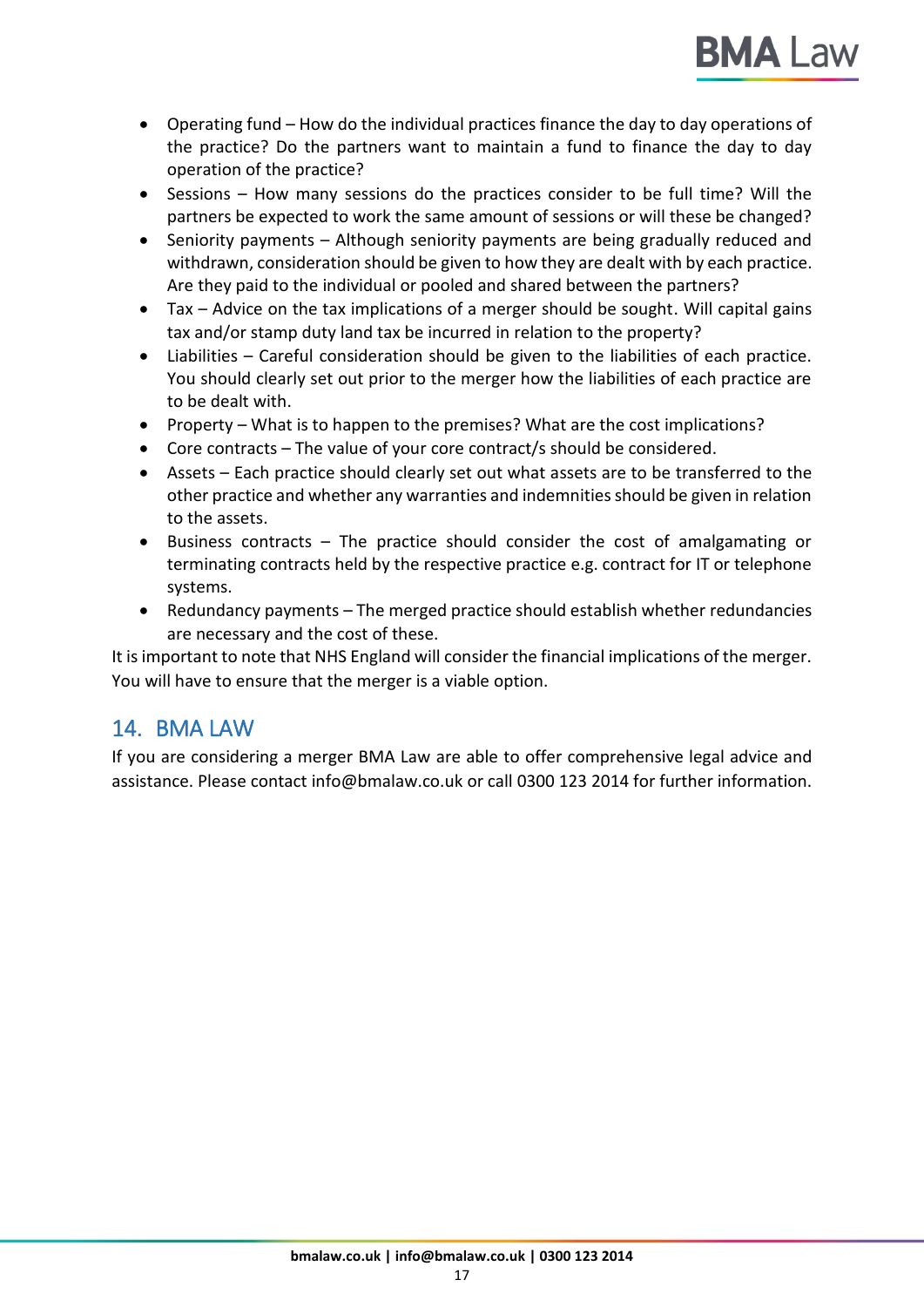- Operating fund – How do the individual practices finance the day to day operations of the practice? Do the partners want to maintain a fund to finance the day to day operation of the practice?
- Sessions – How many sessions do the practices consider to be full time? Will the partners be expected to work the same amount of sessions or will these be changed?
- Seniority payments – Although seniority payments are being gradually reduced and withdrawn, consideration should be given to how they are dealt with by each practice. Are they paid to the individual or pooled and shared between the partners?
- Tax – Advice on the tax implications of a merger should be sought. Will capital gains tax and/or stamp duty land tax be incurred in relation to the property?
- Liabilities – Careful consideration should be given to the liabilities of each practice. You should clearly set out prior to the merger how the liabilities of each practice are to be dealt with.
- Property – What is to happen to the premises? What are the cost implications?
- Core contracts – The value of your core contract/s should be considered.
- Assets – Each practice should clearly set out what assets are to be transferred to the other practice and whether any warranties and indemnities should be given in relation to the assets.
- Business contracts – The practice should consider the cost of amalgamating or terminating contracts held by the respective practice e.g. contract for IT or telephone systems.
- Redundancy payments – The merged practice should establish whether redundancies are necessary and the cost of these.

It is important to note that NHS England will consider the financial implications of the merger. You will have to ensure that the merger is a viable option.

## 14. BMA LAW

If you are considering a merger BMA Law are able to offer comprehensive legal advice and assistance. Please contact info@bmalaw.co.uk or call 0300 123 2014 for further information.